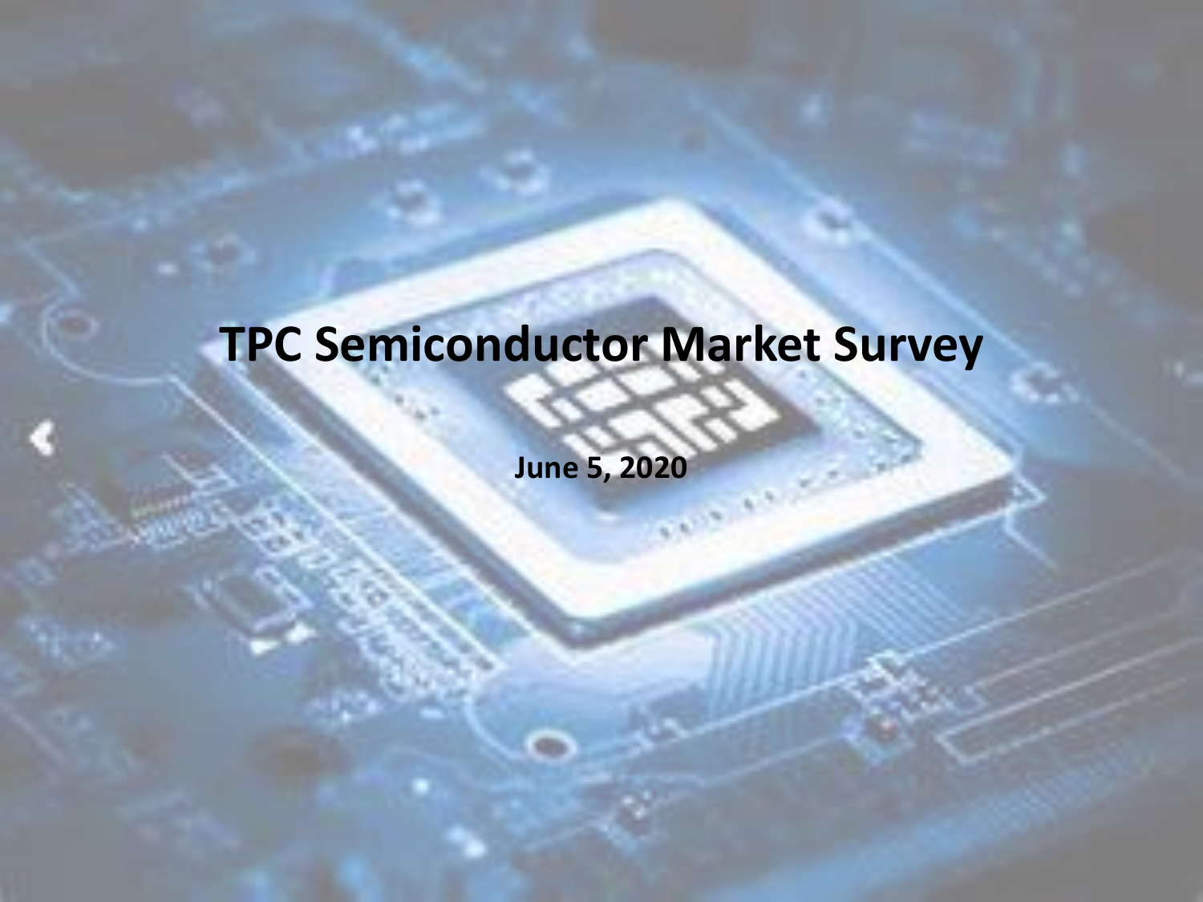# TPC Semiconductor Market Survey

**June 5, 2020**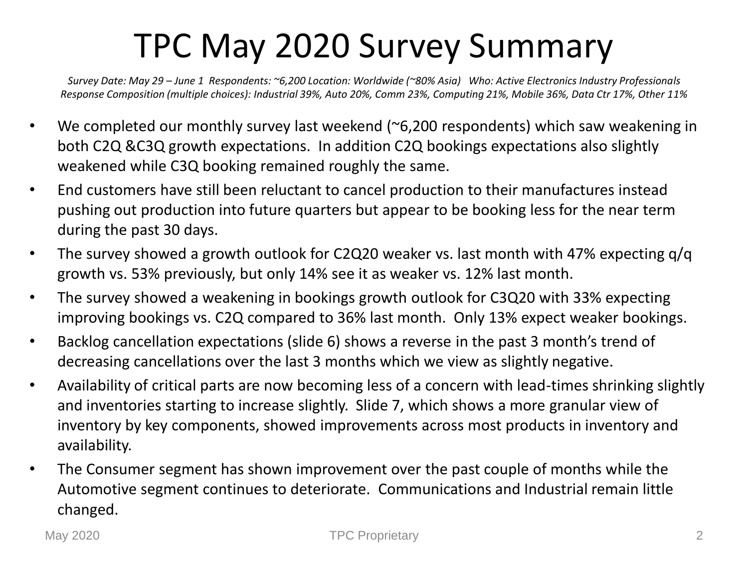# TPC May 2020 Survey Summary

*Survey Date: May 29 – June 1 Respondents: ~6,200 Location: Worldwide (~80% Asia) Who: Active Electronics Industry Professionals*
*Response Composition (multiple choices): Industrial 39%, Auto 20%, Comm 23%, Computing 21%, Mobile 36%, Data Ctr 17%, Other 11%*

- We completed our monthly survey last weekend (~6,200 respondents) which saw weakening in both C2Q &C3Q growth expectations. In addition C2Q bookings expectations also slightly weakened while C3Q booking remained roughly the same.
- End customers have still been reluctant to cancel production to their manufactures instead pushing out production into future quarters but appear to be booking less for the near term during the past 30 days.
- The survey showed a growth outlook for C2Q20 weaker vs. last month with 47% expecting q/q growth vs. 53% previously, but only 14% see it as weaker vs. 12% last month.
- The survey showed a weakening in bookings growth outlook for C3Q20 with 33% expecting improving bookings vs. C2Q compared to 36% last month. Only 13% expect weaker bookings.
- Backlog cancellation expectations (slide 6) shows a reverse in the past 3 month's trend of decreasing cancellations over the last 3 months which we view as slightly negative.
- Availability of critical parts are now becoming less of a concern with lead-times shrinking slightly and inventories starting to increase slightly. Slide 7, which shows a more granular view of inventory by key components, showed improvements across most products in inventory and availability.
- The Consumer segment has shown improvement over the past couple of months while the Automotive segment continues to deteriorate. Communications and Industrial remain little changed.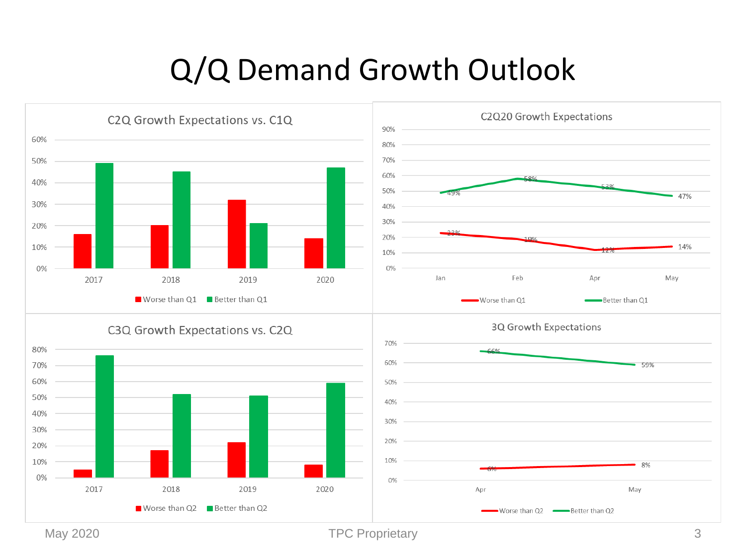# Q/Q Demand Growth Outlook

## C2Q Growth Expectations vs. C1Q

| | Worse than Q1 | Better than Q1 |
|---|---|---|
| 2017 | 16% | 49% |
| 2018 | 20% | 45% |
| 2019 | 32% | 21% |
| 2020 | 14% | 47% |

## C2Q20 Growth Expectations

| | Jan | Feb | Apr | May |
|---|---|---|---|---|
| Worse than Q1 | 23% | 19% | 12% | 14% |
| Better than Q1 | 49% | 58% | 53% | 47% |

## C3Q Growth Expectations vs. C2Q

| | Worse than Q2 | Better than Q2 |
|---|---|---|
| 2017 | 5% | 76% |
| 2018 | 17% | 52% |
| 2019 | 22% | 51% |
| 2020 | 8% | 59% |

## 3Q Growth Expectations

| | Apr | May |
|---|---|---|
| Worse than Q2 | 6% | 8% |
| Better than Q2 | 66% | 59% |

May 2020 TPC Proprietary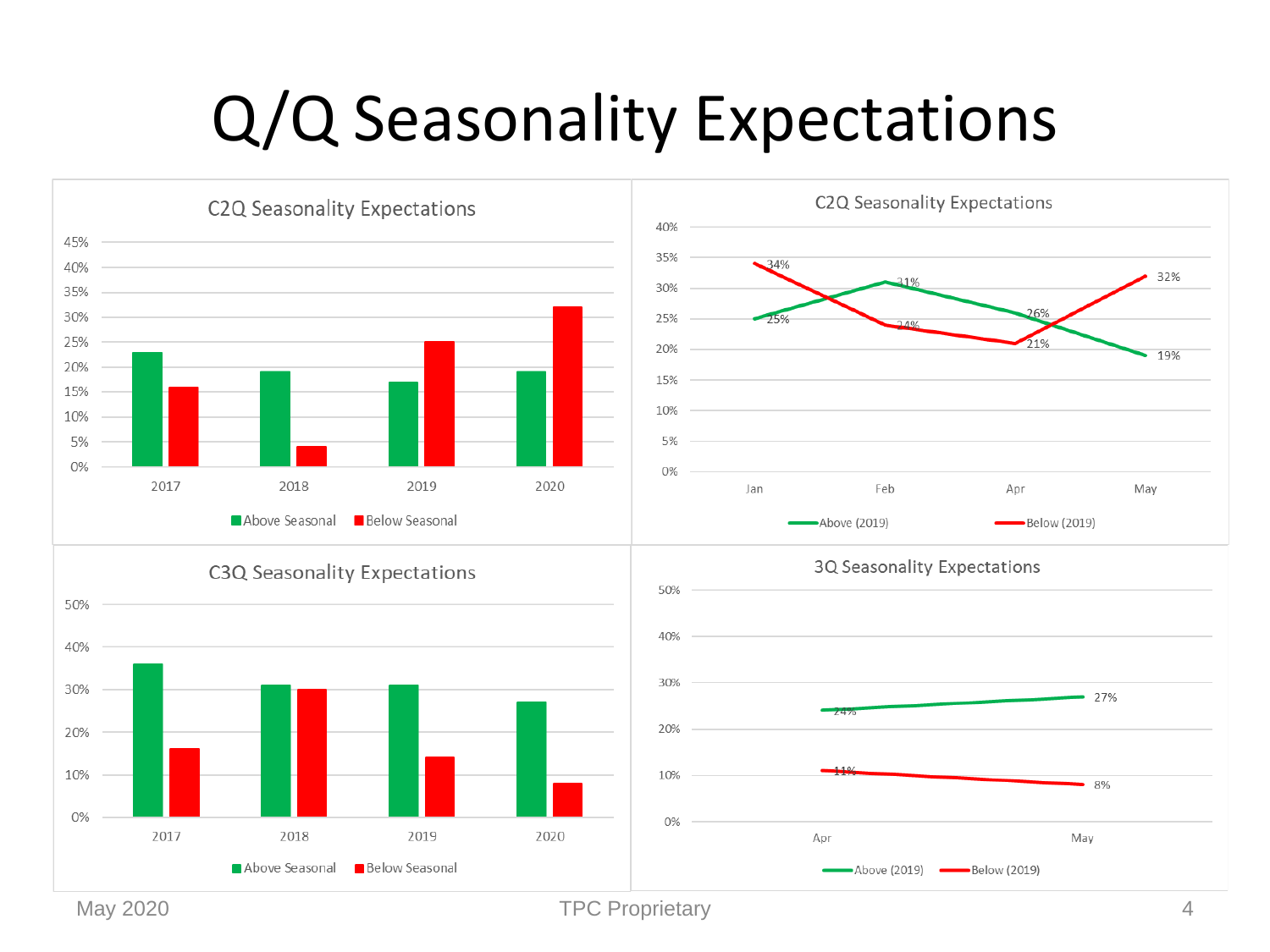# Q/Q Seasonality Expectations

## C2Q Seasonality Expectations

| Year | Above Seasonal | Below Seasonal |
|---|---|---|
| 2017 | 23% | 16% |
| 2018 | 19% | 4% |
| 2019 | 17% | 25% |
| 2020 | 19% | 32% |

## C2Q Seasonality Expectations

| | Jan | Feb | Apr | May |
|---|---|---|---|---|
| Above (2019) | 25% | 31% | 26% | 19% |
| Below (2019) | 34% | 24% | 21% | 32% |

## C3Q Seasonality Expectations

| Year | Above Seasonal | Below Seasonal |
|---|---|---|
| 2017 | 36% | 16% |
| 2018 | 31% | 30% |
| 2019 | 31% | 14% |
| 2020 | 27% | 8% |

## 3Q Seasonality Expectations

| | Apr | May |
|---|---|---|
| Above (2019) | 24% | 27% |
| Below (2019) | 11% | 8% |

May 2020 TPC Proprietary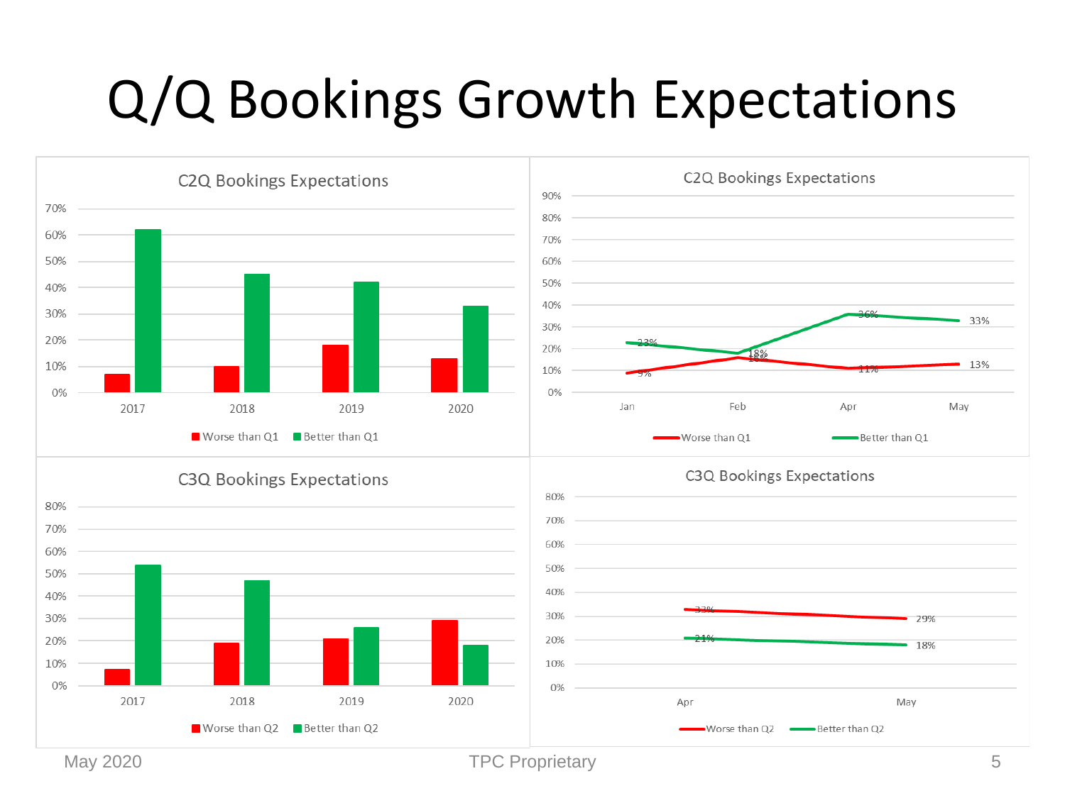# Q/Q Bookings Growth Expectations

**C2Q Bookings Expectations**

| Year | Worse than Q1 | Better than Q1 |
|---|---|---|
| 2017 | | |
| 2018 | | |
| 2019 | | |
| 2020 | | |

**C2Q Bookings Expectations**

| Month | Worse than Q1 | Better than Q1 |
|---|---|---|
| Jan | 9% | 23% |
| Feb | 16% | 18% |
| Apr | 11% | 36% |
| May | 13% | 33% |

**C3Q Bookings Expectations**

| Year | Worse than Q2 | Better than Q2 |
|---|---|---|
| 2017 | | |
| 2018 | | |
| 2019 | | |
| 2020 | | |

**C3Q Bookings Expectations**

| Month | Worse than Q2 | Better than Q2 |
|---|---|---|
| Apr | 33% | 21% |
| May | 29% | 18% |

May 2020 TPC Proprietary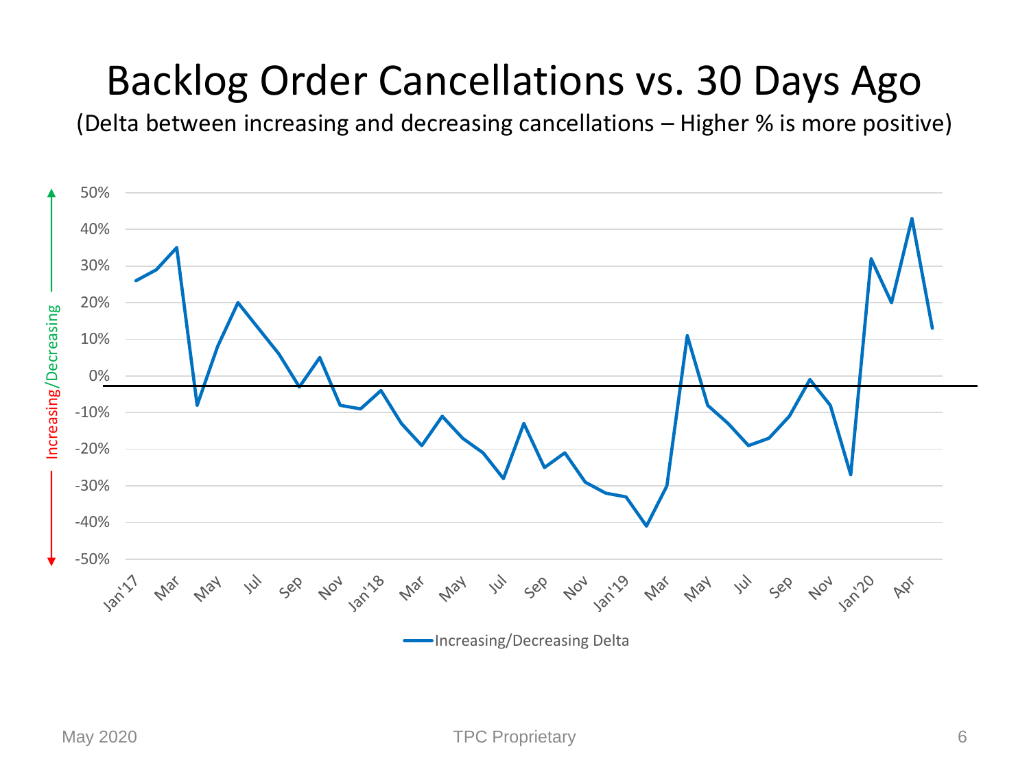# Backlog Order Cancellations vs. 30 Days Ago

(Delta between increasing and decreasing cancellations – Higher % is more positive)

Increasing/Decreasing

50%
40%
30%
20%
10%
0%
-10%
-20%
-30%
-40%
-50%

Jan'17 Mar May Jul Sep Nov Jan'18 Mar May Jul Sep Nov Jan'19 Mar May Jul Sep Nov Jan'20 Apr

Increasing/Decreasing Delta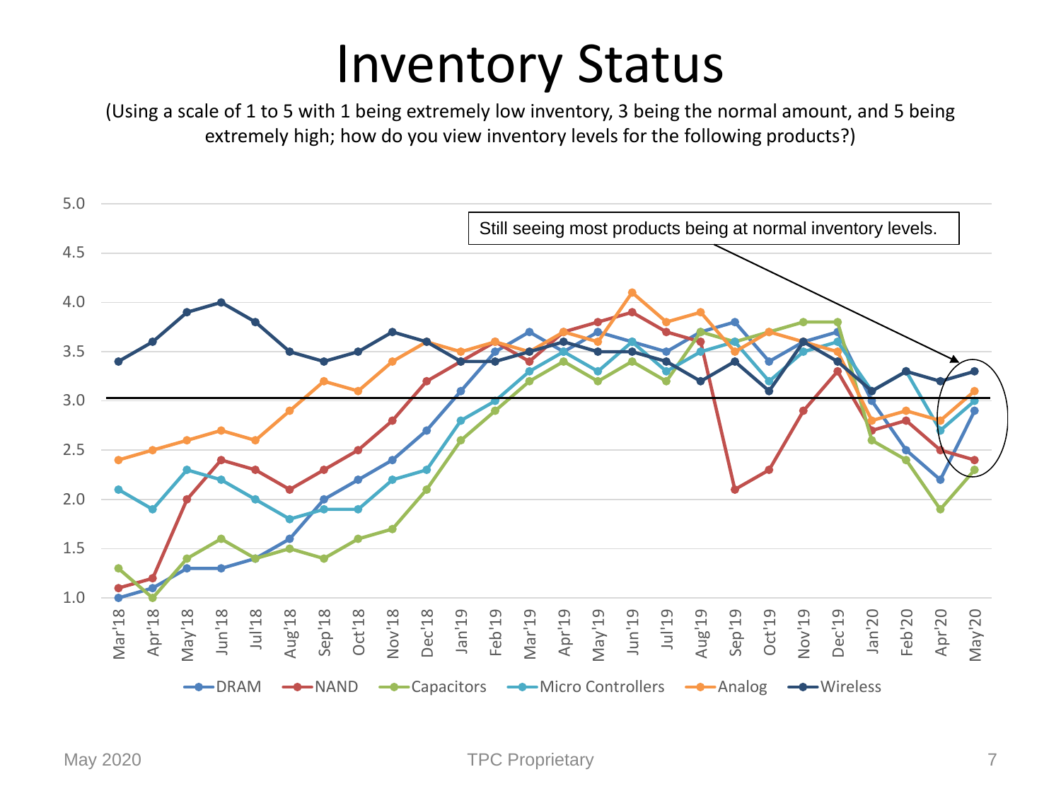# Inventory Status

(Using a scale of 1 to 5 with 1 being extremely low inventory, 3 being the normal amount, and 5 being extremely high; how do you view inventory levels for the following products?)

Still seeing most products being at normal inventory levels.

| Month | DRAM | NAND | Capacitors | Micro Controllers | Analog | Wireless |
|---|---|---|---|---|---|---|
| Mar'18 | 1.0 | 1.1 | 1.3 | 2.1 | 2.4 | 3.4 |
| Apr'18 | 1.1 | 1.2 | 1.0 | 1.9 | 2.5 | 3.6 |
| May'18 | 1.3 | 2.0 | 1.4 | 2.3 | 2.6 | 3.9 |
| Jun'18 | 1.3 | 2.4 | 1.6 | 2.2 | 2.7 | 4.0 |
| Jul'18 | 1.4 | 2.3 | 1.4 | 2.0 | 2.6 | 3.8 |
| Aug'18 | 1.6 | 2.1 | 1.5 | 1.8 | 2.9 | 3.5 |
| Sep'18 | 2.0 | 2.3 | 1.4 | 1.9 | 3.2 | 3.4 |
| Oct'18 | 2.2 | 2.5 | 1.6 | 1.9 | 3.1 | 3.5 |
| Nov'18 | 2.4 | 2.8 | 1.7 | 2.2 | 3.4 | 3.7 |
| Dec'18 | 2.7 | 3.2 | 2.1 | 2.3 | 3.6 | 3.6 |
| Jan'19 | 3.1 | 3.4 | 2.6 | 2.8 | 3.5 | 3.4 |
| Feb'19 | 3.5 | 3.6 | 2.9 | 3.0 | 3.6 | 3.4 |
| Mar'19 | 3.7 | 3.4 | 3.2 | 3.3 | 3.5 | 3.5 |
| Apr'19 | 3.5 | 3.7 | 3.4 | 3.5 | 3.7 | 3.6 |
| May'19 | 3.7 | 3.8 | 3.2 | 3.3 | 3.6 | 3.5 |
| Jun'19 | 3.6 | 3.9 | 3.4 | 3.6 | 4.1 | 3.5 |
| Jul'19 | 3.5 | 3.7 | 3.2 | 3.3 | 3.8 | 3.4 |
| Aug'19 | 3.7 | 3.6 | 3.7 | 3.5 | 3.9 | 3.2 |
| Sep'19 | 3.8 | 2.1 | 3.6 | 3.6 | 3.5 | 3.4 |
| Oct'19 | 3.4 | 2.3 | 3.7 | 3.2 | 3.7 | 3.1 |
| Nov'19 | 3.6 | 2.9 | 3.8 | 3.5 | 3.6 | 3.6 |
| Dec'19 | 3.7 | 3.3 | 3.8 | 3.6 | 3.5 | 3.4 |
| Jan'20 | 3.0 | 2.7 | 2.6 | 3.1 | 2.8 | 3.1 |
| Feb'20 | 2.5 | 2.8 | 2.4 | 3.3 | 2.9 | 3.3 |
| Apr'20 | 2.2 | 2.5 | 1.9 | 2.7 | 2.8 | 3.2 |
| May'20 | 2.9 | 2.4 | 2.3 | 3.0 | 3.1 | 3.3 |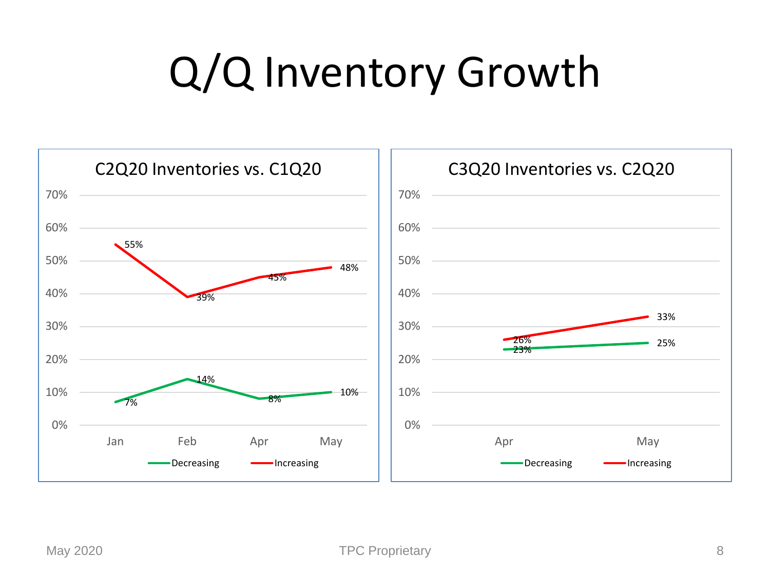# Q/Q Inventory Growth

**C2Q20 Inventories vs. C1Q20**

| | Jan | Feb | Apr | May |
|---|---|---|---|---|
| Decreasing | 7% | 14% | 8% | 10% |
| Increasing | 55% | 39% | 45% | 48% |

**C3Q20 Inventories vs. C2Q20**

| | Apr | May |
|---|---|---|
| Decreasing | 23% | 25% |
| Increasing | 26% | 33% |

May 2020 TPC Proprietary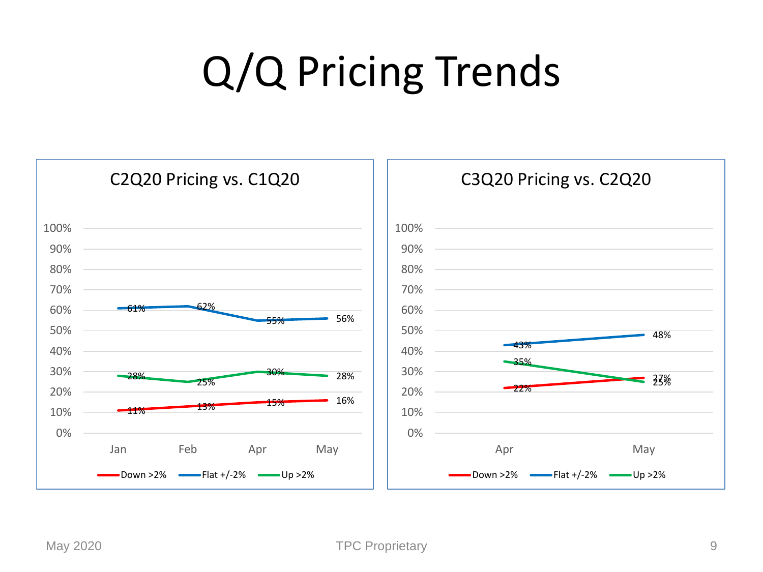# Q/Q Pricing Trends

## C2Q20 Pricing vs. C1Q20

| | Jan | Feb | Apr | May |
|---|---|---|---|---|
| Down >2% | 11% | 13% | 15% | 16% |
| Flat +/-2% | 61% | 62% | 55% | 56% |
| Up >2% | 28% | 25% | 30% | 28% |

## C3Q20 Pricing vs. C2Q20

| | Apr | May |
|---|---|---|
| Down >2% | 22% | 27% |
| Flat +/-2% | 43% | 48% |
| Up >2% | 35% | 25% |

May 2020 TPC Proprietary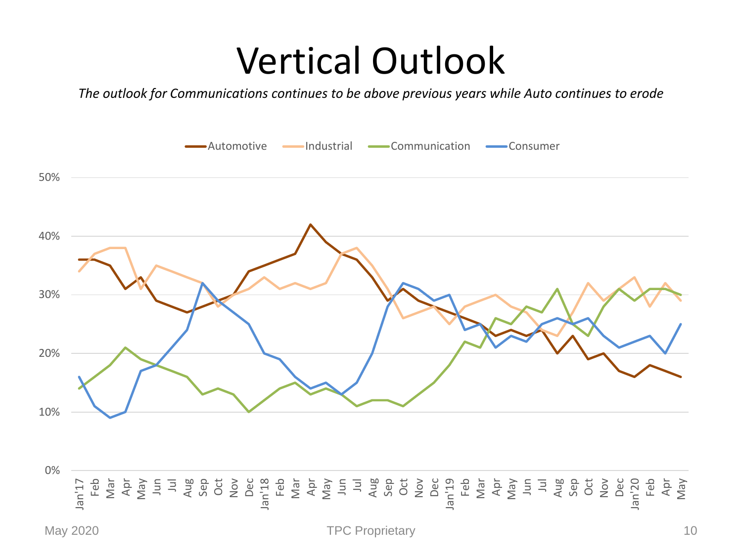# Vertical Outlook

*The outlook for Communications continues to be above previous years while Auto continues to erode*

Automotive
Industrial
Communication
Consumer

50%
40%
30%
20%
10%
0%

Jan'17
Feb
Mar
Apr
May
Jun
Jul
Aug
Sep
Oct
Nov
Dec
Jan'18
Feb
Mar
Apr
May
Jun
Jul
Aug
Sep
Oct
Nov
Dec
Jan'19
Feb
Mar
Apr
May
Jun
Jul
Aug
Sep
Oct
Nov
Dec
Jan'20
Feb
Apr
May

May 2020

TPC Proprietary